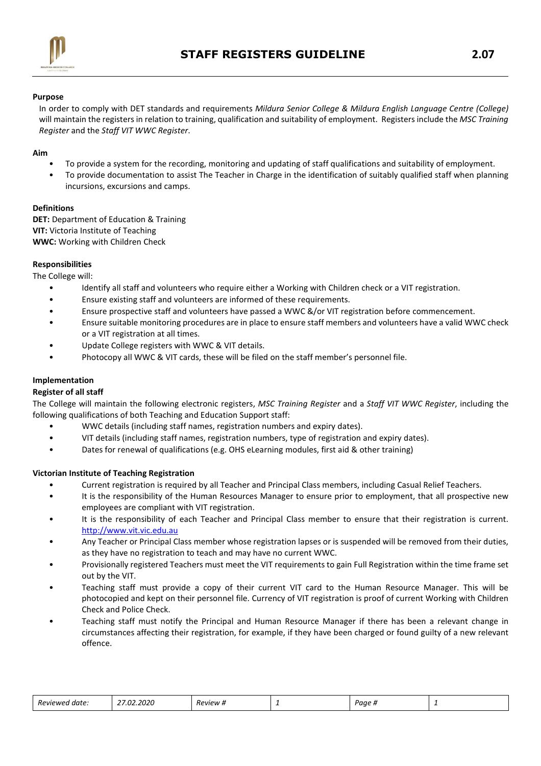# STAFF REGISTERS GUIDELINE 2.07

**Purpose**

In order to comply with DET standards and requirements *Mildura Senior College & Mildura English Language Centre (College)* will maintain the registers in relation to training, qualification and suitability of employment. Registers include the *MSC Training Register* and the *Staff VIT WWC Register*.

**Aim**

- To provide a system for the recording, monitoring and updating of staff qualifications and suitability of employment.
- To provide documentation to assist The Teacher in Charge in the identification of suitably qualified staff when planning incursions, excursions and camps.

**Definitions**

**DET:** Department of Education & Training
**VIT:** Victoria Institute of Teaching
**WWC:** Working with Children Check

**Responsibilities**

The College will:

- Identify all staff and volunteers who require either a Working with Children check or a VIT registration.
- Ensure existing staff and volunteers are informed of these requirements.
- Ensure prospective staff and volunteers have passed a WWC &/or VIT registration before commencement.
- Ensure suitable monitoring procedures are in place to ensure staff members and volunteers have a valid WWC check or a VIT registration at all times.
- Update College registers with WWC & VIT details.
- Photocopy all WWC & VIT cards, these will be filed on the staff member's personnel file.

**Implementation**

**Register of all staff**

The College will maintain the following electronic registers, *MSC Training Register* and a *Staff VIT WWC Register*, including the following qualifications of both Teaching and Education Support staff:

- WWC details (including staff names, registration numbers and expiry dates).
- VIT details (including staff names, registration numbers, type of registration and expiry dates).
- Dates for renewal of qualifications (e.g. OHS eLearning modules, first aid & other training)

**Victorian Institute of Teaching Registration**

- Current registration is required by all Teacher and Principal Class members, including Casual Relief Teachers.
- It is the responsibility of the Human Resources Manager to ensure prior to employment, that all prospective new employees are compliant with VIT registration.
- It is the responsibility of each Teacher and Principal Class member to ensure that their registration is current. http://www.vit.vic.edu.au
- Any Teacher or Principal Class member whose registration lapses or is suspended will be removed from their duties, as they have no registration to teach and may have no current WWC.
- Provisionally registered Teachers must meet the VIT requirements to gain Full Registration within the time frame set out by the VIT.
- Teaching staff must provide a copy of their current VIT card to the Human Resource Manager. This will be photocopied and kept on their personnel file. Currency of VIT registration is proof of current Working with Children Check and Police Check.
- Teaching staff must notify the Principal and Human Resource Manager if there has been a relevant change in circumstances affecting their registration, for example, if they have been charged or found guilty of a new relevant offence.

| *Reviewed date:* | *27.02.2020* | *Review #* | *1* | *Page #* | *1* |
|---|---|---|---|---|---|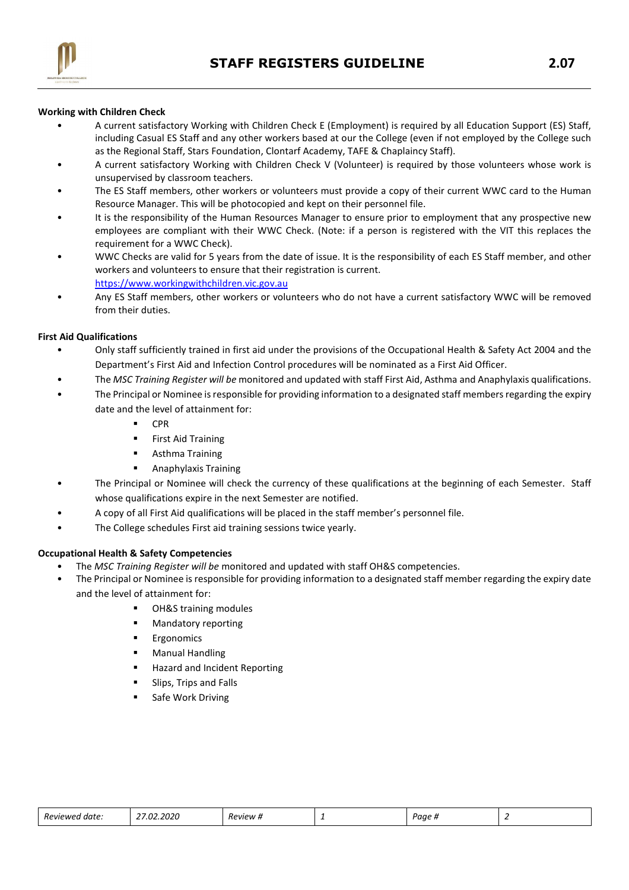### Working with Children Check

- A current satisfactory Working with Children Check E (Employment) is required by all Education Support (ES) Staff, including Casual ES Staff and any other workers based at our the College (even if not employed by the College such as the Regional Staff, Stars Foundation, Clontarf Academy, TAFE & Chaplaincy Staff).
- A current satisfactory Working with Children Check V (Volunteer) is required by those volunteers whose work is unsupervised by classroom teachers.
- The ES Staff members, other workers or volunteers must provide a copy of their current WWC card to the Human Resource Manager. This will be photocopied and kept on their personnel file.
- It is the responsibility of the Human Resources Manager to ensure prior to employment that any prospective new employees are compliant with their WWC Check. (Note: if a person is registered with the VIT this replaces the requirement for a WWC Check).
- WWC Checks are valid for 5 years from the date of issue. It is the responsibility of each ES Staff member, and other workers and volunteers to ensure that their registration is current. https://www.workingwithchildren.vic.gov.au
- Any ES Staff members, other workers or volunteers who do not have a current satisfactory WWC will be removed from their duties.

### First Aid Qualifications

- Only staff sufficiently trained in first aid under the provisions of the Occupational Health & Safety Act 2004 and the Department's First Aid and Infection Control procedures will be nominated as a First Aid Officer.
- The *MSC Training Register will be* monitored and updated with staff First Aid, Asthma and Anaphylaxis qualifications.
- The Principal or Nominee is responsible for providing information to a designated staff members regarding the expiry date and the level of attainment for:
  - CPR
  - First Aid Training
  - Asthma Training
  - Anaphylaxis Training
- The Principal or Nominee will check the currency of these qualifications at the beginning of each Semester. Staff whose qualifications expire in the next Semester are notified.
- A copy of all First Aid qualifications will be placed in the staff member's personnel file.
- The College schedules First aid training sessions twice yearly.

### Occupational Health & Safety Competencies

- The *MSC Training Register will be* monitored and updated with staff OH&S competencies.
- The Principal or Nominee is responsible for providing information to a designated staff member regarding the expiry date and the level of attainment for:
  - OH&S training modules
  - Mandatory reporting
  - Ergonomics
  - Manual Handling
  - Hazard and Incident Reporting
  - Slips, Trips and Falls
  - Safe Work Driving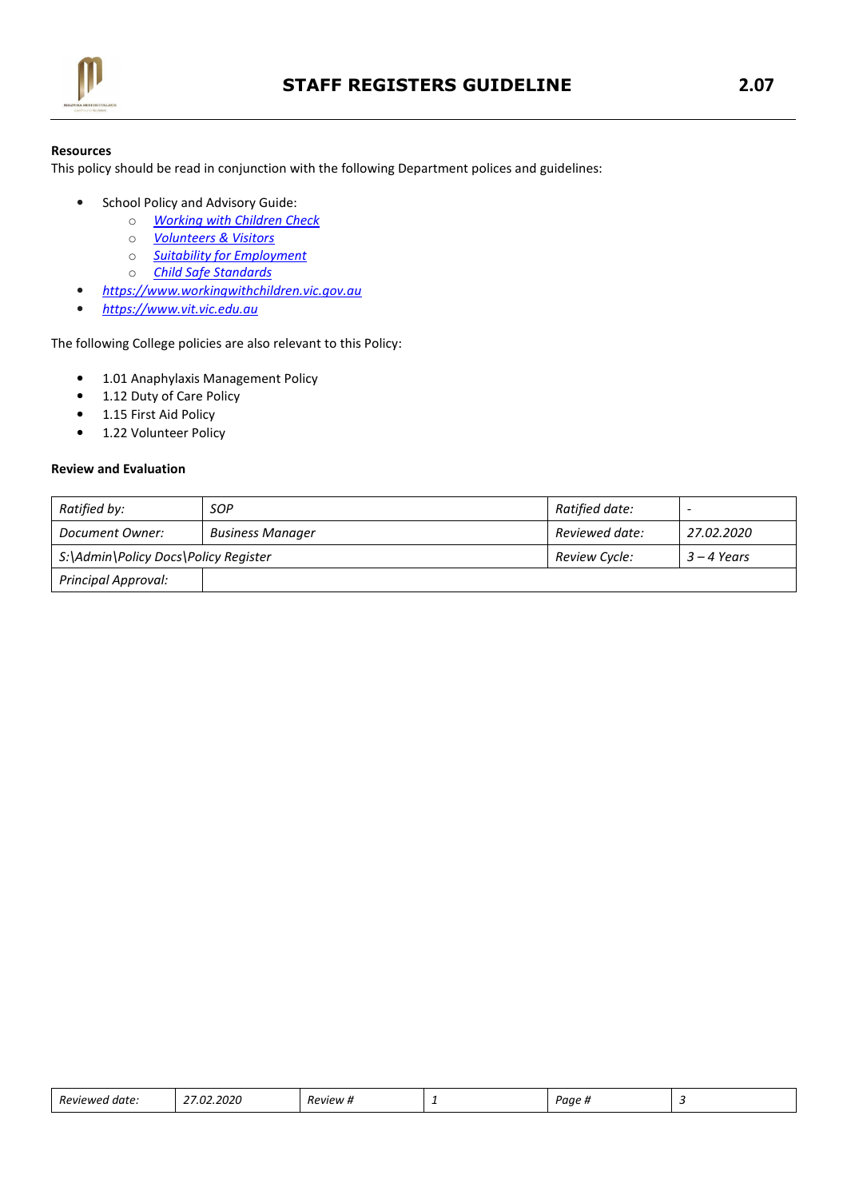**Resources**

This policy should be read in conjunction with the following Department polices and guidelines:

- School Policy and Advisory Guide:
  - Working with Children Check
  - Volunteers & Visitors
  - Suitability for Employment
  - Child Safe Standards
- https://www.workingwithchildren.vic.gov.au
- https://www.vit.vic.edu.au

The following College policies are also relevant to this Policy:

- 1.01 Anaphylaxis Management Policy
- 1.12 Duty of Care Policy
- 1.15 First Aid Policy
- 1.22 Volunteer Policy

**Review and Evaluation**

| | | | |
|---|---|---|---|
| *Ratified by:* | *SOP* | *Ratified date:* | - |
| *Document Owner:* | *Business Manager* | *Reviewed date:* | *27.02.2020* |
| *S:\Admin\Policy Docs\Policy Register* | | *Review Cycle:* | *3 – 4 Years* |
| *Principal Approval:* | | | |